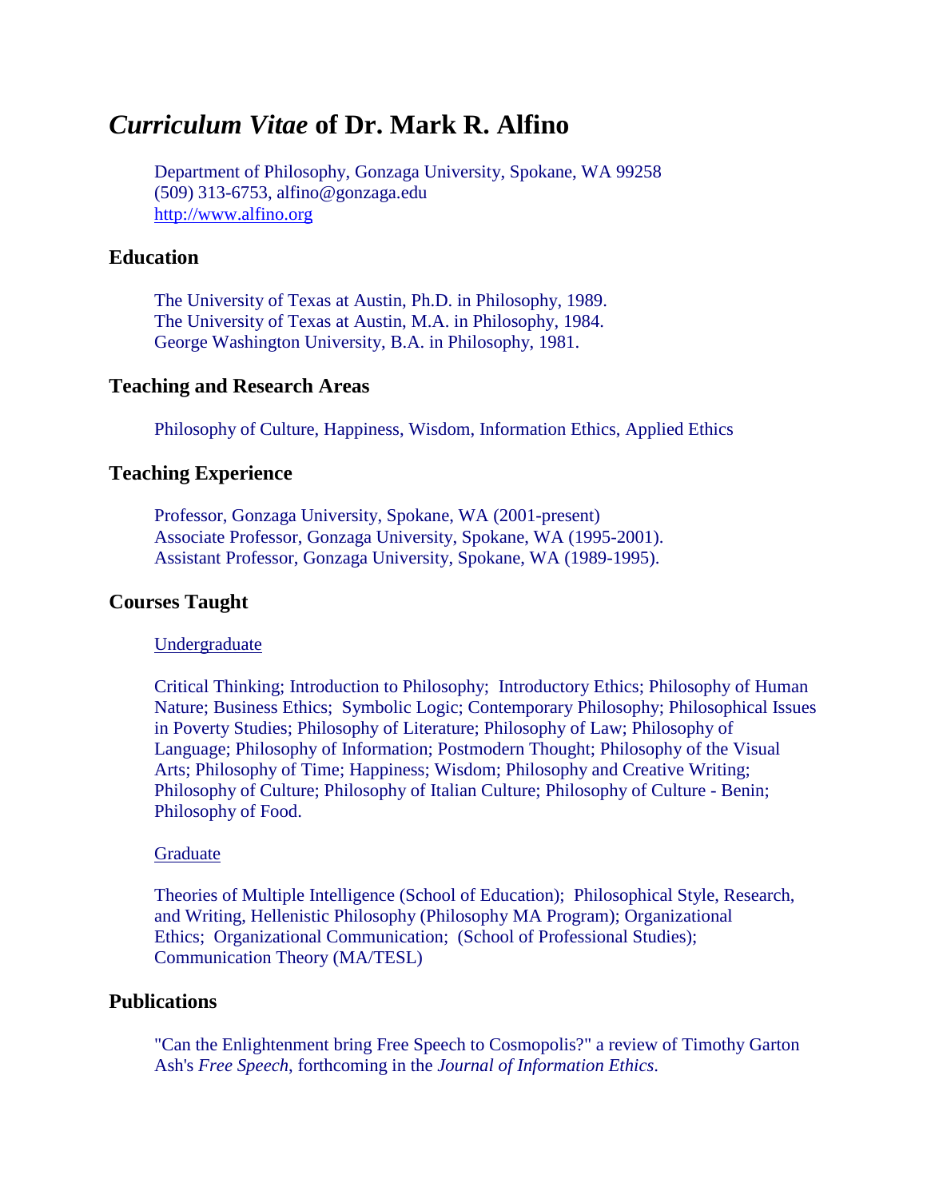# *Curriculum Vitae* of Dr. Mark R. Alfino

Department of Philosophy, Gonzaga University, Spokane, WA 99258
(509) 313-6753, alfino@gonzaga.edu
http://www.alfino.org

## Education

The University of Texas at Austin, Ph.D. in Philosophy, 1989.
The University of Texas at Austin, M.A. in Philosophy, 1984.
George Washington University, B.A. in Philosophy, 1981.

## Teaching and Research Areas

Philosophy of Culture, Happiness, Wisdom, Information Ethics, Applied Ethics

## Teaching Experience

Professor, Gonzaga University, Spokane, WA (2001-present)
Associate Professor, Gonzaga University, Spokane, WA (1995-2001).
Assistant Professor, Gonzaga University, Spokane, WA (1989-1995).

## Courses Taught

Undergraduate

Critical Thinking; Introduction to Philosophy; Introductory Ethics; Philosophy of Human Nature; Business Ethics; Symbolic Logic; Contemporary Philosophy; Philosophical Issues in Poverty Studies; Philosophy of Literature; Philosophy of Law; Philosophy of Language; Philosophy of Information; Postmodern Thought; Philosophy of the Visual Arts; Philosophy of Time; Happiness; Wisdom; Philosophy and Creative Writing; Philosophy of Culture; Philosophy of Italian Culture; Philosophy of Culture - Benin; Philosophy of Food.

Graduate

Theories of Multiple Intelligence (School of Education); Philosophical Style, Research, and Writing, Hellenistic Philosophy (Philosophy MA Program); Organizational Ethics; Organizational Communication; (School of Professional Studies); Communication Theory (MA/TESL)

## Publications

"Can the Enlightenment bring Free Speech to Cosmopolis?" a review of Timothy Garton Ash's *Free Speech*, forthcoming in the *Journal of Information Ethics.*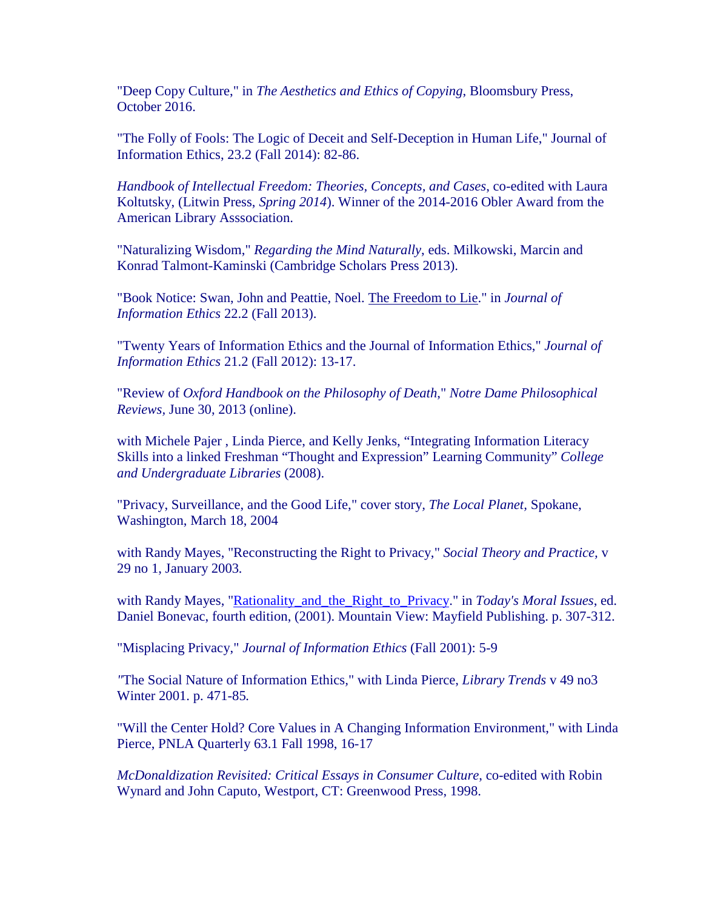"Deep Copy Culture," in *The Aesthetics and Ethics of Copying*, Bloomsbury Press, October 2016.

"The Folly of Fools: The Logic of Deceit and Self-Deception in Human Life," Journal of Information Ethics, 23.2 (Fall 2014): 82-86.

*Handbook of Intellectual Freedom: Theories, Concepts, and Cases*, co-edited with Laura Koltutsky, (Litwin Press, *Spring 2014*). Winner of the 2014-2016 Obler Award from the American Library Asssociation.

"Naturalizing Wisdom," *Regarding the Mind Naturally*, eds. Milkowski, Marcin and Konrad Talmont-Kaminski (Cambridge Scholars Press 2013).

"Book Notice: Swan, John and Peattie, Noel. The Freedom to Lie." in *Journal of Information Ethics* 22.2 (Fall 2013).

"Twenty Years of Information Ethics and the Journal of Information Ethics," *Journal of Information Ethics* 21.2 (Fall 2012): 13-17.

"Review of *Oxford Handbook on the Philosophy of Death*," *Notre Dame Philosophical Reviews*, June 30, 2013 (online).

with Michele Pajer , Linda Pierce, and Kelly Jenks, "Integrating Information Literacy Skills into a linked Freshman "Thought and Expression" Learning Community" *College and Undergraduate Libraries* (2008).

"Privacy, Surveillance, and the Good Life," cover story, *The Local Planet*, Spokane, Washington, March 18, 2004

with Randy Mayes, "Reconstructing the Right to Privacy," *Social Theory and Practice*, v 29 no 1, January 2003.

with Randy Mayes, "Rationality_and_the_Right_to_Privacy." in *Today's Moral Issues*, ed. Daniel Bonevac, fourth edition, (2001). Mountain View: Mayfield Publishing. p. 307-312.

"Misplacing Privacy," *Journal of Information Ethics* (Fall 2001): 5-9

"The Social Nature of Information Ethics," with Linda Pierce, *Library Trends* v 49 no3 Winter 2001. p. 471-85.

"Will the Center Hold? Core Values in A Changing Information Environment," with Linda Pierce, PNLA Quarterly 63.1 Fall 1998, 16-17

*McDonaldization Revisited: Critical Essays in Consumer Culture*, co-edited with Robin Wynard and John Caputo, Westport, CT: Greenwood Press, 1998.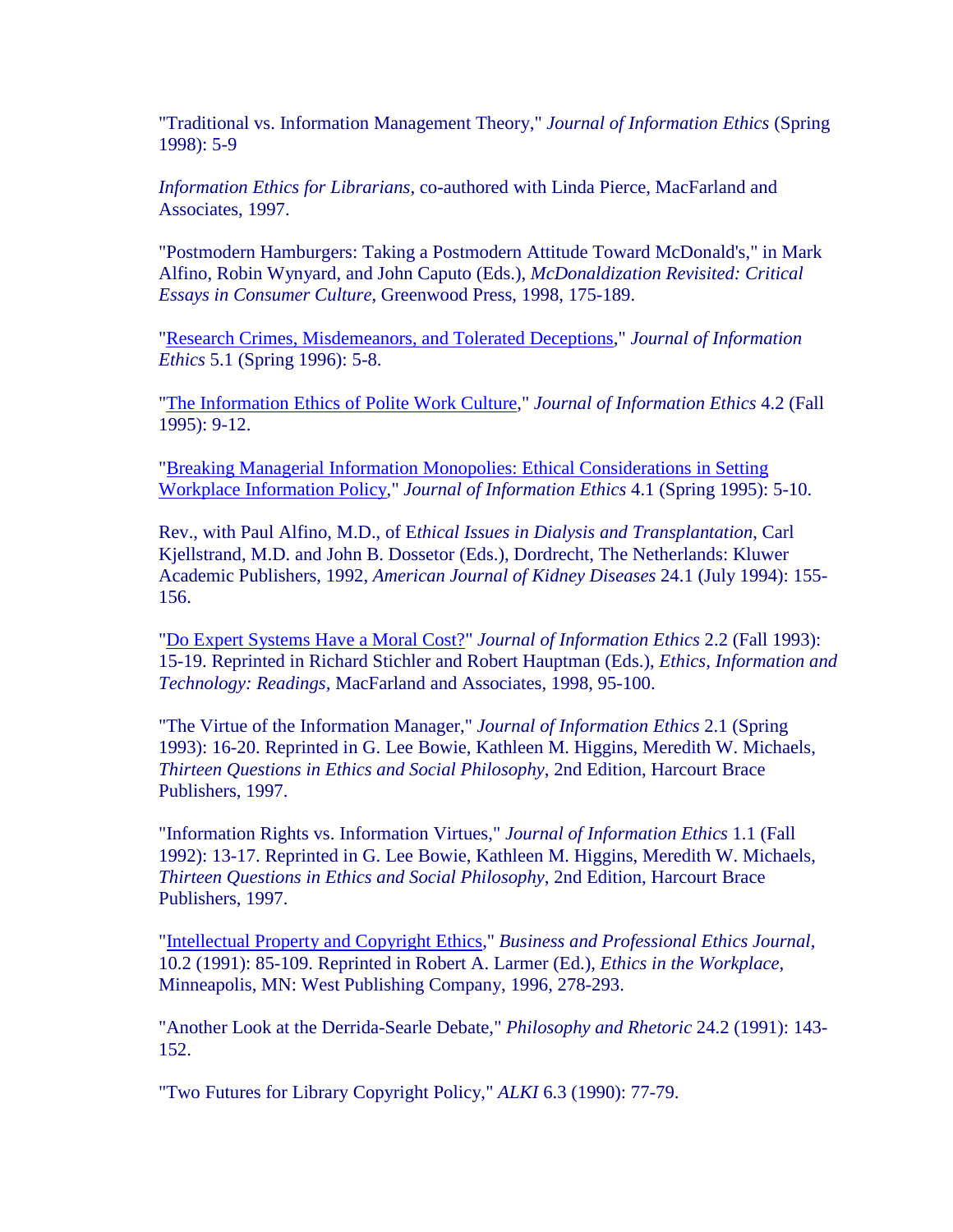"Traditional vs. Information Management Theory," *Journal of Information Ethics* (Spring 1998): 5-9

*Information Ethics for Librarians*, co-authored with Linda Pierce, MacFarland and Associates, 1997.

"Postmodern Hamburgers: Taking a Postmodern Attitude Toward McDonald's," in Mark Alfino, Robin Wynyard, and John Caputo (Eds.), *McDonaldization Revisited: Critical Essays in Consumer Culture*, Greenwood Press, 1998, 175-189.

"Research Crimes, Misdemeanors, and Tolerated Deceptions," *Journal of Information Ethics* 5.1 (Spring 1996): 5-8.

"The Information Ethics of Polite Work Culture," *Journal of Information Ethics* 4.2 (Fall 1995): 9-12.

"Breaking Managerial Information Monopolies: Ethical Considerations in Setting Workplace Information Policy," *Journal of Information Ethics* 4.1 (Spring 1995): 5-10.

Rev., with Paul Alfino, M.D., of E*thical Issues in Dialysis and Transplantation*, Carl Kjellstrand, M.D. and John B. Dossetor (Eds.), Dordrecht, The Netherlands: Kluwer Academic Publishers, 1992, *American Journal of Kidney Diseases* 24.1 (July 1994): 155-156.

"Do Expert Systems Have a Moral Cost?" *Journal of Information Ethics* 2.2 (Fall 1993): 15-19. Reprinted in Richard Stichler and Robert Hauptman (Eds.), *Ethics, Information and Technology: Readings*, MacFarland and Associates, 1998, 95-100.

"The Virtue of the Information Manager," *Journal of Information Ethics* 2.1 (Spring 1993): 16-20. Reprinted in G. Lee Bowie, Kathleen M. Higgins, Meredith W. Michaels, *Thirteen Questions in Ethics and Social Philosophy*, 2nd Edition, Harcourt Brace Publishers, 1997.

"Information Rights vs. Information Virtues," *Journal of Information Ethics* 1.1 (Fall 1992): 13-17. Reprinted in G. Lee Bowie, Kathleen M. Higgins, Meredith W. Michaels, *Thirteen Questions in Ethics and Social Philosophy*, 2nd Edition, Harcourt Brace Publishers, 1997.

"Intellectual Property and Copyright Ethics," *Business and Professional Ethics Journal,* 10.2 (1991): 85-109. Reprinted in Robert A. Larmer (Ed.), *Ethics in the Workplace,* Minneapolis, MN: West Publishing Company, 1996, 278-293.

"Another Look at the Derrida-Searle Debate," *Philosophy and Rhetoric* 24.2 (1991): 143-152.

"Two Futures for Library Copyright Policy," *ALKI* 6.3 (1990): 77-79.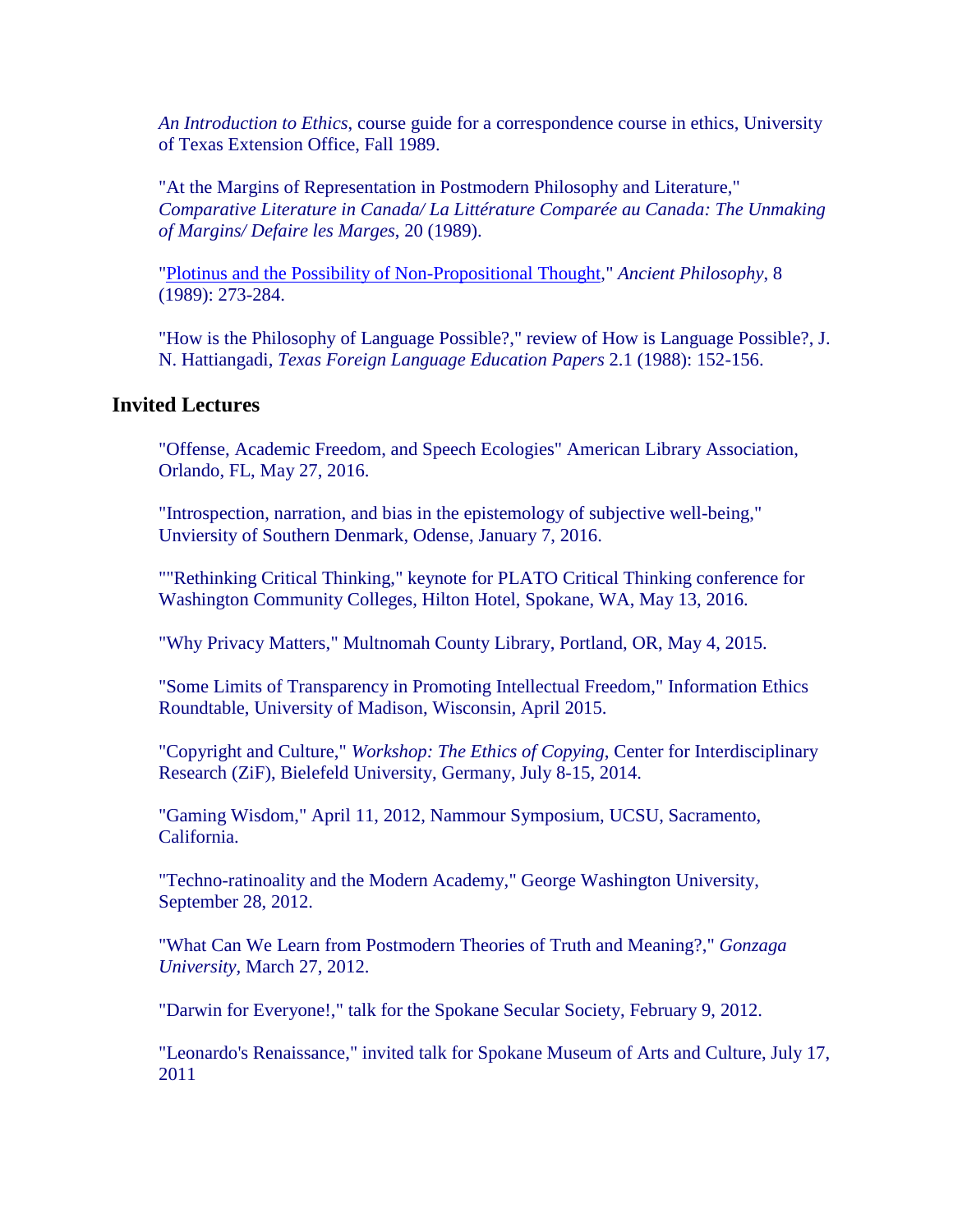*An Introduction to Ethics*, course guide for a correspondence course in ethics, University of Texas Extension Office, Fall 1989.

"At the Margins of Representation in Postmodern Philosophy and Literature," *Comparative Literature in Canada/ La Littérature Comparée au Canada: The Unmaking of Margins/ Defaire les Marges*, 20 (1989).

"Plotinus and the Possibility of Non-Propositional Thought," *Ancient Philosophy*, 8 (1989): 273-284.

"How is the Philosophy of Language Possible?," review of How is Language Possible?, J. N. Hattiangadi, *Texas Foreign Language Education Papers* 2.1 (1988): 152-156.

## Invited Lectures

"Offense, Academic Freedom, and Speech Ecologies" American Library Association, Orlando, FL, May 27, 2016.

"Introspection, narration, and bias in the epistemology of subjective well-being," Unviersity of Southern Denmark, Odense, January 7, 2016.

""Rethinking Critical Thinking," keynote for PLATO Critical Thinking conference for Washington Community Colleges, Hilton Hotel, Spokane, WA, May 13, 2016.

"Why Privacy Matters," Multnomah County Library, Portland, OR, May 4, 2015.

"Some Limits of Transparency in Promoting Intellectual Freedom," Information Ethics Roundtable, University of Madison, Wisconsin, April 2015.

"Copyright and Culture," *Workshop: The Ethics of Copying*, Center for Interdisciplinary Research (ZiF), Bielefeld University, Germany, July 8-15, 2014.

"Gaming Wisdom," April 11, 2012, Nammour Symposium, UCSU, Sacramento, California.

"Techno-ratinoality and the Modern Academy," George Washington University, September 28, 2012.

"What Can We Learn from Postmodern Theories of Truth and Meaning?," *Gonzaga University*, March 27, 2012.

"Darwin for Everyone!," talk for the Spokane Secular Society, February 9, 2012.

"Leonardo's Renaissance," invited talk for Spokane Museum of Arts and Culture, July 17, 2011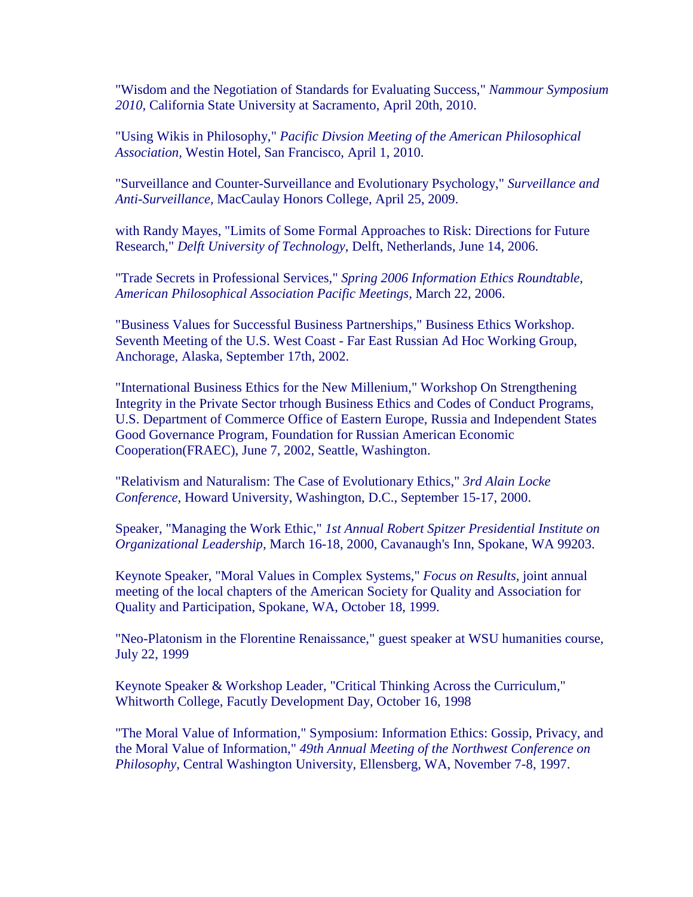"Wisdom and the Negotiation of Standards for Evaluating Success," *Nammour Symposium 2010,* California State University at Sacramento, April 20th, 2010.

"Using Wikis in Philosophy," *Pacific Divsion Meeting of the American Philosophical Association,* Westin Hotel, San Francisco, April 1, 2010.

"Surveillance and Counter-Surveillance and Evolutionary Psychology," *Surveillance and Anti-Surveillance*, MacCaulay Honors College, April 25, 2009.

with Randy Mayes, "Limits of Some Formal Approaches to Risk: Directions for Future Research," *Delft University of Technology*, Delft, Netherlands, June 14, 2006.

"Trade Secrets in Professional Services," *Spring 2006 Information Ethics Roundtable, American Philosophical Association Pacific Meetings,* March 22, 2006.

"Business Values for Successful Business Partnerships," Business Ethics Workshop. Seventh Meeting of the U.S. West Coast - Far East Russian Ad Hoc Working Group, Anchorage, Alaska, September 17th, 2002.

"International Business Ethics for the New Millenium," Workshop On Strengthening Integrity in the Private Sector trhough Business Ethics and Codes of Conduct Programs, U.S. Department of Commerce Office of Eastern Europe, Russia and Independent States Good Governance Program, Foundation for Russian American Economic Cooperation(FRAEC), June 7, 2002, Seattle, Washington.

"Relativism and Naturalism: The Case of Evolutionary Ethics," *3rd Alain Locke Conference*, Howard University, Washington, D.C., September 15-17, 2000.

Speaker, "Managing the Work Ethic," *1st Annual Robert Spitzer Presidential Institute on Organizational Leadership,* March 16-18, 2000, Cavanaugh's Inn, Spokane, WA 99203.

Keynote Speaker, "Moral Values in Complex Systems," *Focus on Results*, joint annual meeting of the local chapters of the American Society for Quality and Association for Quality and Participation, Spokane, WA, October 18, 1999.

"Neo-Platonism in the Florentine Renaissance," guest speaker at WSU humanities course, July 22, 1999

Keynote Speaker & Workshop Leader, "Critical Thinking Across the Curriculum," Whitworth College, Facutly Development Day, October 16, 1998

"The Moral Value of Information," Symposium: Information Ethics: Gossip, Privacy, and the Moral Value of Information," *49th Annual Meeting of the Northwest Conference on Philosophy*, Central Washington University, Ellensberg, WA, November 7-8, 1997.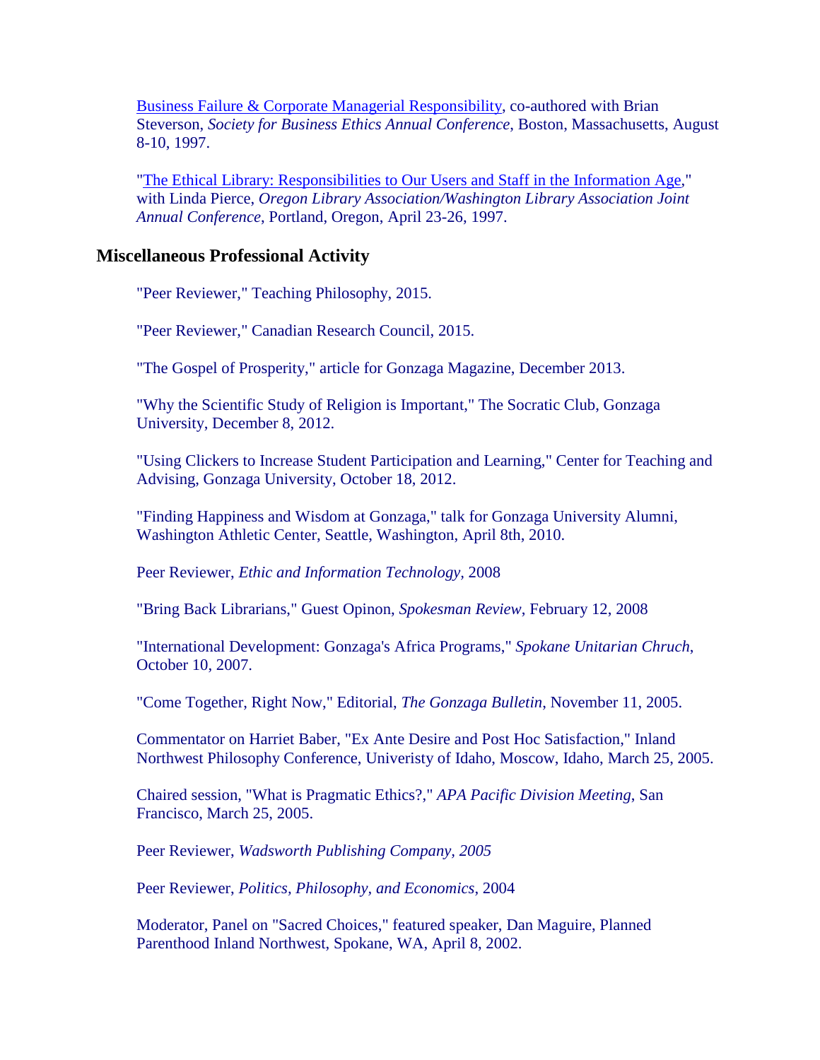Business Failure & Corporate Managerial Responsibility, co-authored with Brian Steverson, *Society for Business Ethics Annual Conference*, Boston, Massachusetts, August 8-10, 1997.

"The Ethical Library: Responsibilities to Our Users and Staff in the Information Age," with Linda Pierce, *Oregon Library Association/Washington Library Association Joint Annual Conference*, Portland, Oregon, April 23-26, 1997.

### Miscellaneous Professional Activity

"Peer Reviewer," Teaching Philosophy, 2015.

"Peer Reviewer," Canadian Research Council, 2015.

"The Gospel of Prosperity," article for Gonzaga Magazine, December 2013.

"Why the Scientific Study of Religion is Important," The Socratic Club, Gonzaga University, December 8, 2012.

"Using Clickers to Increase Student Participation and Learning," Center for Teaching and Advising, Gonzaga University, October 18, 2012.

"Finding Happiness and Wisdom at Gonzaga," talk for Gonzaga University Alumni, Washington Athletic Center, Seattle, Washington, April 8th, 2010.

Peer Reviewer, *Ethic and Information Technology,* 2008

"Bring Back Librarians," Guest Opinon, *Spokesman Review*, February 12, 2008

"International Development: Gonzaga's Africa Programs," *Spokane Unitarian Chruch*, October 10, 2007.

"Come Together, Right Now," Editorial, *The Gonzaga Bulletin*, November 11, 2005.

Commentator on Harriet Baber, "Ex Ante Desire and Post Hoc Satisfaction," Inland Northwest Philosophy Conference, Univeristy of Idaho, Moscow, Idaho, March 25, 2005.

Chaired session, "What is Pragmatic Ethics?," *APA Pacific Division Meeting*, San Francisco, March 25, 2005.

Peer Reviewer, *Wadsworth Publishing Company, 2005*

Peer Reviewer, *Politics, Philosophy, and Economics*, 2004

Moderator, Panel on "Sacred Choices," featured speaker, Dan Maguire, Planned Parenthood Inland Northwest, Spokane, WA, April 8, 2002.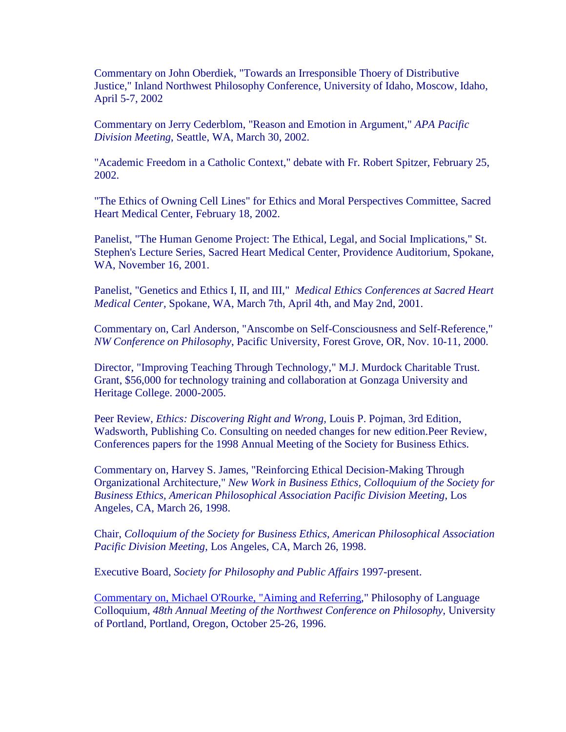Commentary on John Oberdiek, "Towards an Irresponsible Thoery of Distributive Justice," Inland Northwest Philosophy Conference, University of Idaho, Moscow, Idaho, April 5-7, 2002

Commentary on Jerry Cederblom, "Reason and Emotion in Argument," *APA Pacific Division Meeting*, Seattle, WA, March 30, 2002.

"Academic Freedom in a Catholic Context," debate with Fr. Robert Spitzer, February 25, 2002.

"The Ethics of Owning Cell Lines" for Ethics and Moral Perspectives Committee, Sacred Heart Medical Center, February 18, 2002.

Panelist, "The Human Genome Project: The Ethical, Legal, and Social Implications," St. Stephen's Lecture Series, Sacred Heart Medical Center, Providence Auditorium, Spokane, WA, November 16, 2001.

Panelist, "Genetics and Ethics I, II, and III," *Medical Ethics Conferences at Sacred Heart Medical Center*, Spokane, WA, March 7th, April 4th, and May 2nd, 2001.

Commentary on, Carl Anderson, "Anscombe on Self-Consciousness and Self-Reference," *NW Conference on Philosophy*, Pacific University, Forest Grove, OR, Nov. 10-11, 2000.

Director, "Improving Teaching Through Technology," M.J. Murdock Charitable Trust. Grant, $56,000 for technology training and collaboration at Gonzaga University and Heritage College. 2000-2005.

Peer Review, *Ethics: Discovering Right and Wrong,* Louis P. Pojman, 3rd Edition, Wadsworth, Publishing Co. Consulting on needed changes for new edition.Peer Review, Conferences papers for the 1998 Annual Meeting of the Society for Business Ethics.

Commentary on, Harvey S. James, "Reinforcing Ethical Decision-Making Through Organizational Architecture," *New Work in Business Ethics, Colloquium of the Society for Business Ethics, American Philosophical Association Pacific Division Meeting*, Los Angeles, CA, March 26, 1998.

Chair, *Colloquium of the Society for Business Ethics, American Philosophical Association Pacific Division Meeting,* Los Angeles, CA, March 26, 1998.

Executive Board, *Society for Philosophy and Public Affairs* 1997-present.

Commentary on, Michael O'Rourke, "Aiming and Referring," Philosophy of Language Colloquium, *48th Annual Meeting of the Northwest Conference on Philosophy*, University of Portland, Portland, Oregon, October 25-26, 1996.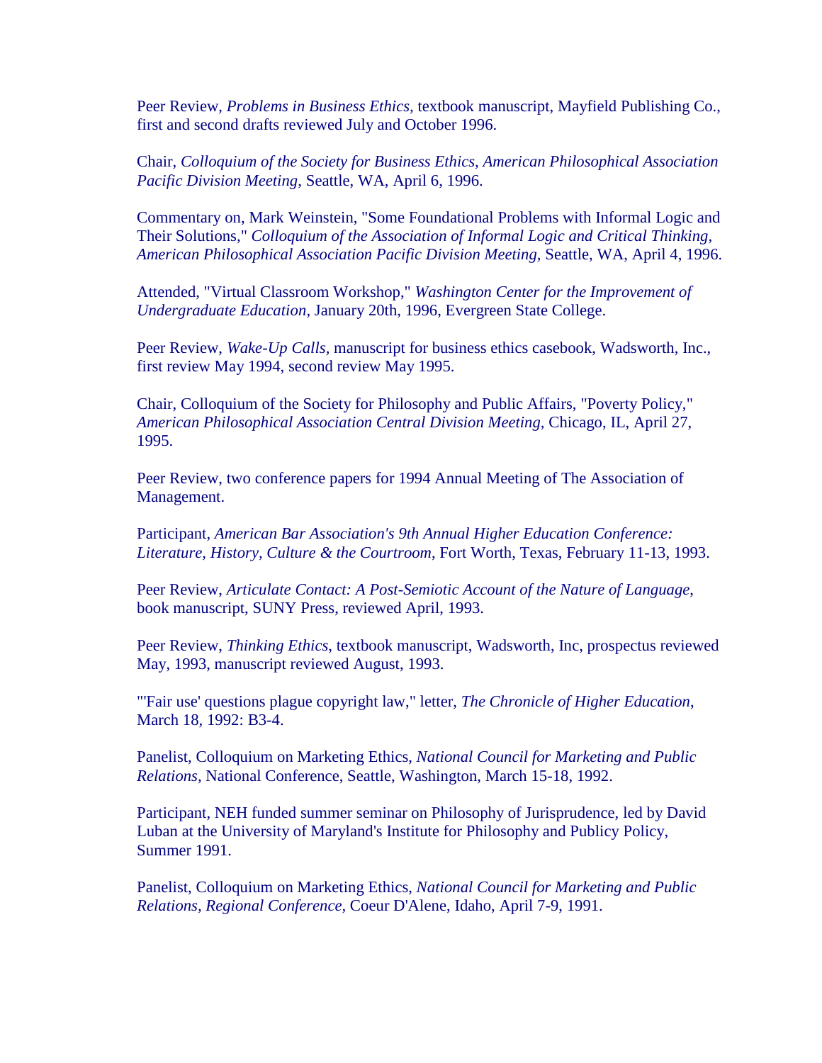Peer Review, *Problems in Business Ethics*, textbook manuscript, Mayfield Publishing Co., first and second drafts reviewed July and October 1996.

Chair, *Colloquium of the Society for Business Ethics, American Philosophical Association Pacific Division Meeting*, Seattle, WA, April 6, 1996.

Commentary on, Mark Weinstein, "Some Foundational Problems with Informal Logic and Their Solutions," *Colloquium of the Association of Informal Logic and Critical Thinking, American Philosophical Association Pacific Division Meeting*, Seattle, WA, April 4, 1996.

Attended, "Virtual Classroom Workshop," *Washington Center for the Improvement of Undergraduate Education*, January 20th, 1996, Evergreen State College.

Peer Review, *Wake-Up Calls*, manuscript for business ethics casebook, Wadsworth, Inc., first review May 1994, second review May 1995.

Chair, Colloquium of the Society for Philosophy and Public Affairs, "Poverty Policy," *American Philosophical Association Central Division Meeting*, Chicago, IL, April 27, 1995.

Peer Review, two conference papers for 1994 Annual Meeting of The Association of Management.

Participant, *American Bar Association's 9th Annual Higher Education Conference: Literature, History, Culture & the Courtroom*, Fort Worth, Texas, February 11-13, 1993.

Peer Review, *Articulate Contact: A Post-Semiotic Account of the Nature of Language*, book manuscript, SUNY Press, reviewed April, 1993.

Peer Review, *Thinking Ethics*, textbook manuscript, Wadsworth, Inc, prospectus reviewed May, 1993, manuscript reviewed August, 1993.

"'Fair use' questions plague copyright law," letter, *The Chronicle of Higher Education*, March 18, 1992: B3-4.

Panelist, Colloquium on Marketing Ethics, *National Council for Marketing and Public Relations*, National Conference, Seattle, Washington, March 15-18, 1992.

Participant, NEH funded summer seminar on Philosophy of Jurisprudence, led by David Luban at the University of Maryland's Institute for Philosophy and Publicy Policy, Summer 1991.

Panelist, Colloquium on Marketing Ethics, *National Council for Marketing and Public Relations, Regional Conference*, Coeur D'Alene, Idaho, April 7-9, 1991.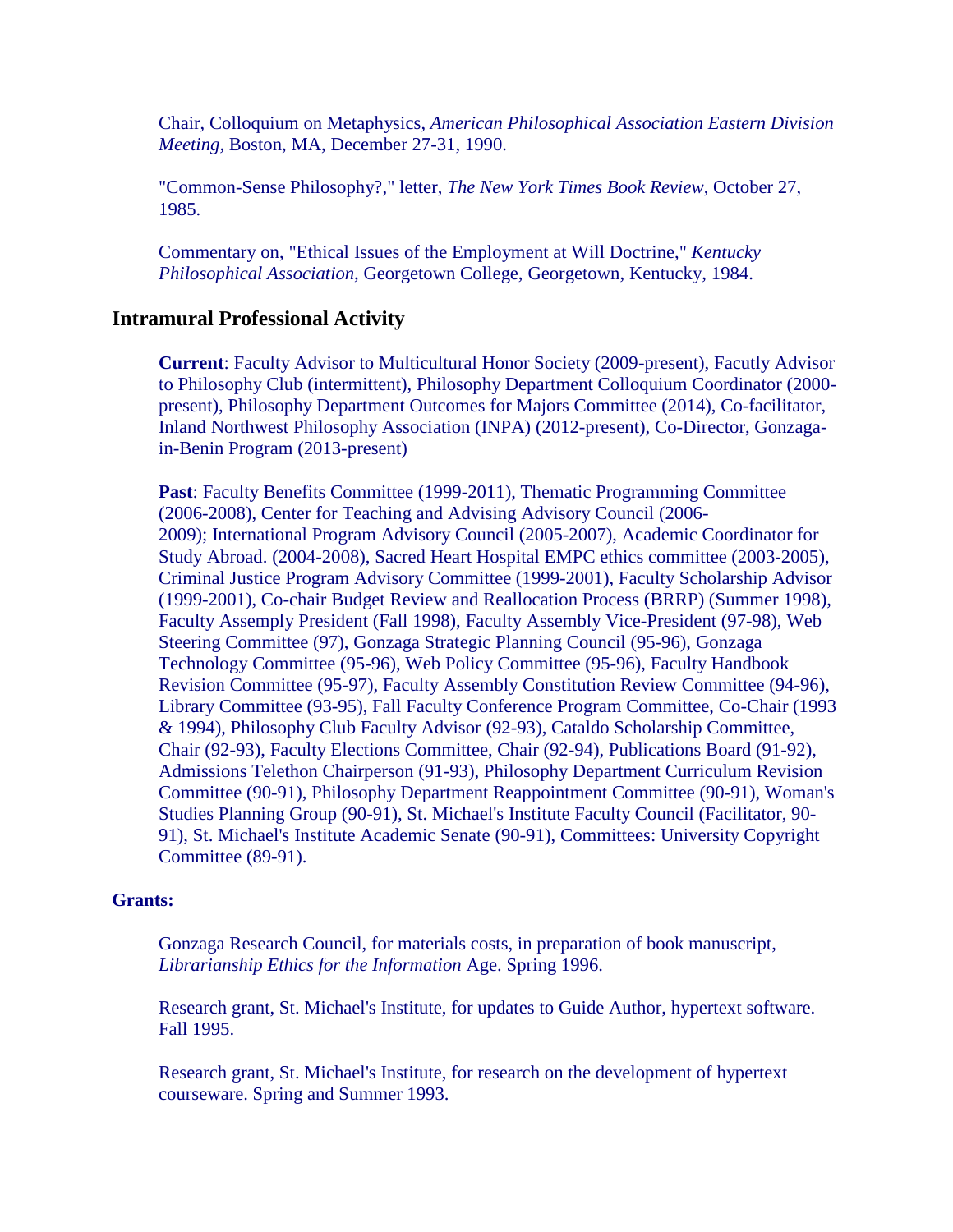Chair, Colloquium on Metaphysics, *American Philosophical Association Eastern Division Meeting*, Boston, MA, December 27-31, 1990.

"Common-Sense Philosophy?," letter, *The New York Times Book Review*, October 27, 1985.

Commentary on, "Ethical Issues of the Employment at Will Doctrine," *Kentucky Philosophical Association*, Georgetown College, Georgetown, Kentucky, 1984.

## Intramural Professional Activity

**Current**: Faculty Advisor to Multicultural Honor Society (2009-present), Facutly Advisor to Philosophy Club (intermittent), Philosophy Department Colloquium Coordinator (2000-present), Philosophy Department Outcomes for Majors Committee (2014), Co-facilitator, Inland Northwest Philosophy Association (INPA) (2012-present), Co-Director, Gonzaga-in-Benin Program (2013-present)

**Past**: Faculty Benefits Committee (1999-2011), Thematic Programming Committee (2006-2008), Center for Teaching and Advising Advisory Council (2006-2009); International Program Advisory Council (2005-2007), Academic Coordinator for Study Abroad. (2004-2008), Sacred Heart Hospital EMPC ethics committee (2003-2005), Criminal Justice Program Advisory Committee (1999-2001), Faculty Scholarship Advisor (1999-2001), Co-chair Budget Review and Reallocation Process (BRRP) (Summer 1998), Faculty Assemply President (Fall 1998), Faculty Assembly Vice-President (97-98), Web Steering Committee (97), Gonzaga Strategic Planning Council (95-96), Gonzaga Technology Committee (95-96), Web Policy Committee (95-96), Faculty Handbook Revision Committee (95-97), Faculty Assembly Constitution Review Committee (94-96), Library Committee (93-95), Fall Faculty Conference Program Committee, Co-Chair (1993 & 1994), Philosophy Club Faculty Advisor (92-93), Cataldo Scholarship Committee, Chair (92-93), Faculty Elections Committee, Chair (92-94), Publications Board (91-92), Admissions Telethon Chairperson (91-93), Philosophy Department Curriculum Revision Committee (90-91), Philosophy Department Reappointment Committee (90-91), Woman's Studies Planning Group (90-91), St. Michael's Institute Faculty Council (Facilitator, 90-91), St. Michael's Institute Academic Senate (90-91), Committees: University Copyright Committee (89-91).

### Grants:

Gonzaga Research Council, for materials costs, in preparation of book manuscript, *Librarianship Ethics for the Information* Age. Spring 1996.

Research grant, St. Michael's Institute, for updates to Guide Author, hypertext software. Fall 1995.

Research grant, St. Michael's Institute, for research on the development of hypertext courseware. Spring and Summer 1993.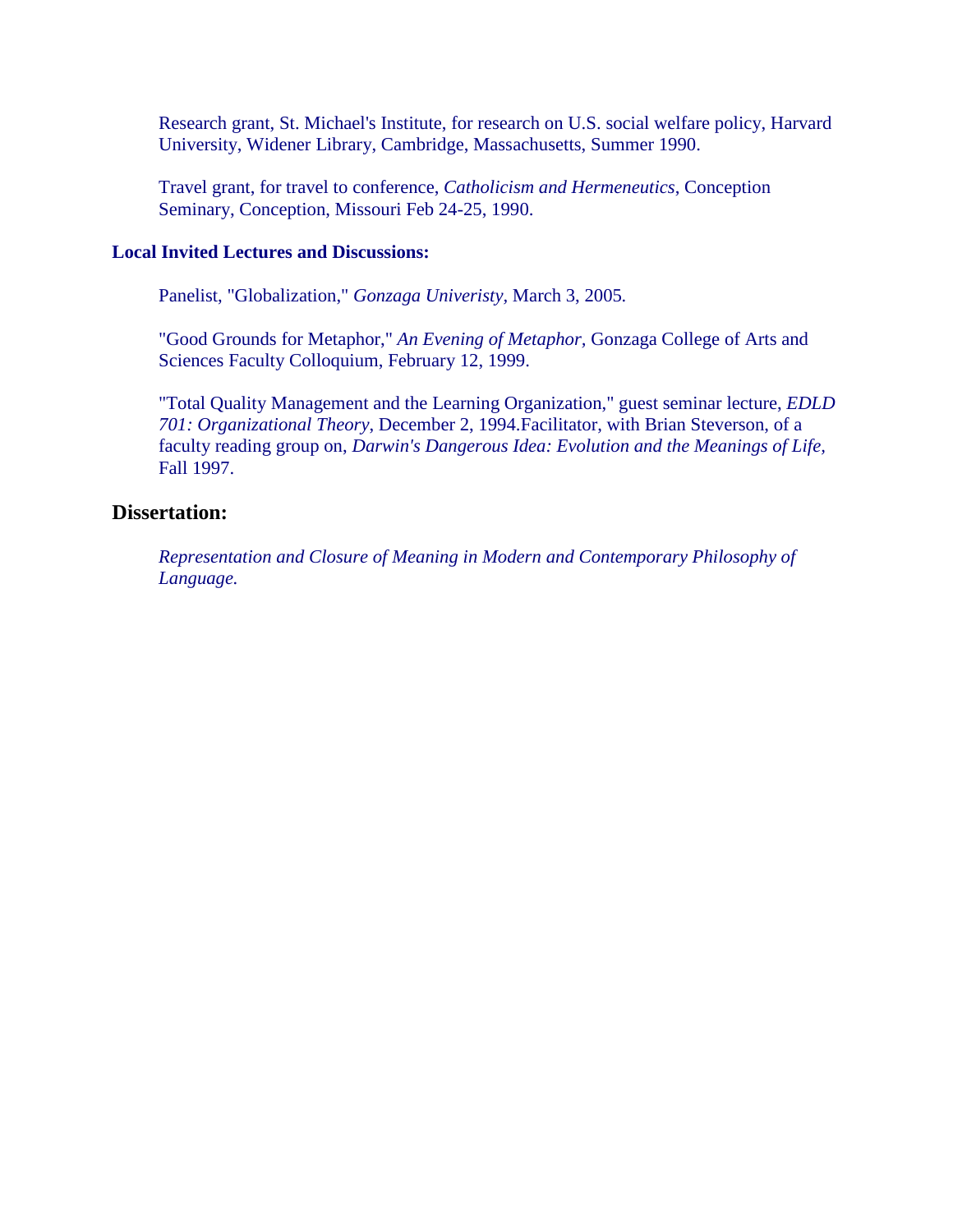Research grant, St. Michael's Institute, for research on U.S. social welfare policy, Harvard University, Widener Library, Cambridge, Massachusetts, Summer 1990.

Travel grant, for travel to conference, *Catholicism and Hermeneutics*, Conception Seminary, Conception, Missouri Feb 24-25, 1990.

### Local Invited Lectures and Discussions:

Panelist, "Globalization," *Gonzaga Univeristy*, March 3, 2005.

"Good Grounds for Metaphor," *An Evening of Metaphor*, Gonzaga College of Arts and Sciences Faculty Colloquium, February 12, 1999.

"Total Quality Management and the Learning Organization," guest seminar lecture, *EDLD 701: Organizational Theory*, December 2, 1994.Facilitator, with Brian Steverson, of a faculty reading group on, *Darwin's Dangerous Idea: Evolution and the Meanings of Life*, Fall 1997.

## Dissertation:

*Representation and Closure of Meaning in Modern and Contemporary Philosophy of Language.*